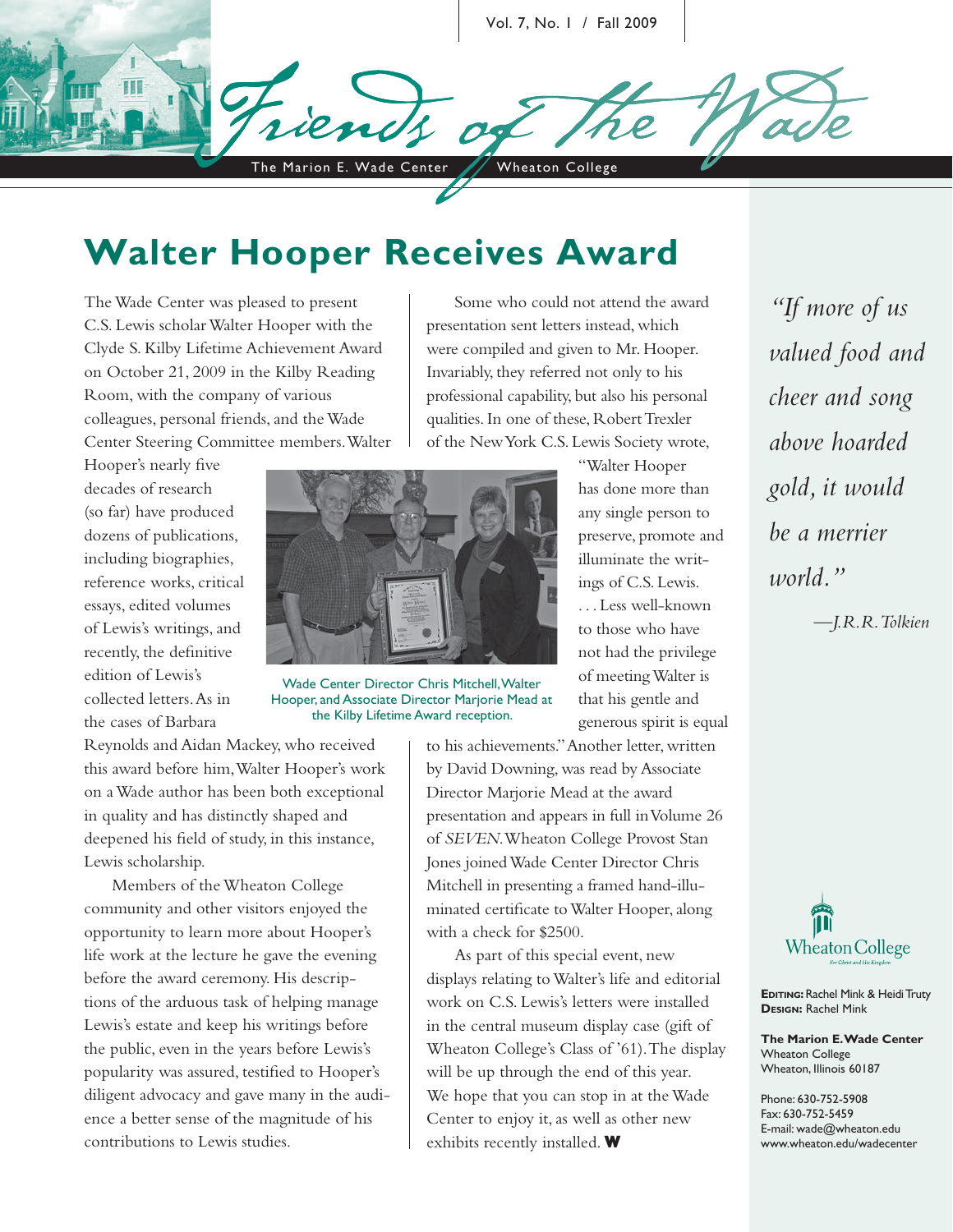# Walter Hooper Receives Award

The Wade Center was pleased to present C.S. Lewis scholar Walter Hooper with the Clyde S. Kilby Lifetime Achievement Award on October 21, 2009 in the Kilby Reading Room, with the company of various colleagues, personal friends, and the Wade Center Steering Committee members. Walter Hooper's nearly five decades of research (so far) have produced dozens of publications, including biographies, reference works, critical essays, edited volumes of Lewis's writings, and recently, the definitive edition of Lewis's collected letters. As in the cases of Barbara Reynolds and Aidan Mackey, who received this award before him, Walter Hooper's work on a Wade author has been both exceptional in quality and has distinctly shaped and deepened his field of study, in this instance, Lewis scholarship.

Members of the Wheaton College community and other visitors enjoyed the opportunity to learn more about Hooper's life work at the lecture he gave the evening before the award ceremony. His descriptions of the arduous task of helping manage Lewis's estate and keep his writings before the public, even in the years before Lewis's popularity was assured, testified to Hooper's diligent advocacy and gave many in the audience a better sense of the magnitude of his contributions to Lewis studies.

Wade Center Director Chris Mitchell, Walter Hooper, and Associate Director Marjorie Mead at the Kilby Lifetime Award reception.

Some who could not attend the award presentation sent letters instead, which were compiled and given to Mr. Hooper. Invariably, they referred not only to his professional capability, but also his personal qualities. In one of these, Robert Trexler of the New York C.S. Lewis Society wrote, "Walter Hooper has done more than any single person to preserve, promote and illuminate the writings of C.S. Lewis. . . . Less well-known to those who have not had the privilege of meeting Walter is that his gentle and generous spirit is equal to his achievements." Another letter, written by David Downing, was read by Associate Director Marjorie Mead at the award presentation and appears in full in Volume 26 of *SEVEN*. Wheaton College Provost Stan Jones joined Wade Center Director Chris Mitchell in presenting a framed hand-illuminated certificate to Walter Hooper, along with a check for $2500.

As part of this special event, new displays relating to Walter's life and editorial work on C.S. Lewis's letters were installed in the central museum display case (gift of Wheaton College's Class of '61). The display will be up through the end of this year. We hope that you can stop in at the Wade Center to enjoy it, as well as other new exhibits recently installed. **W**

*"If more of us valued food and cheer and song above hoarded gold, it would be a merrier world."*

*—J.R.R. Tolkien*

**Editing:** Rachel Mink & Heidi Truty
**Design:** Rachel Mink

**The Marion E. Wade Center**
Wheaton College
Wheaton, Illinois 60187

Phone: 630-752-5908
Fax: 630-752-5459
E-mail: wade@wheaton.edu
www.wheaton.edu/wadecenter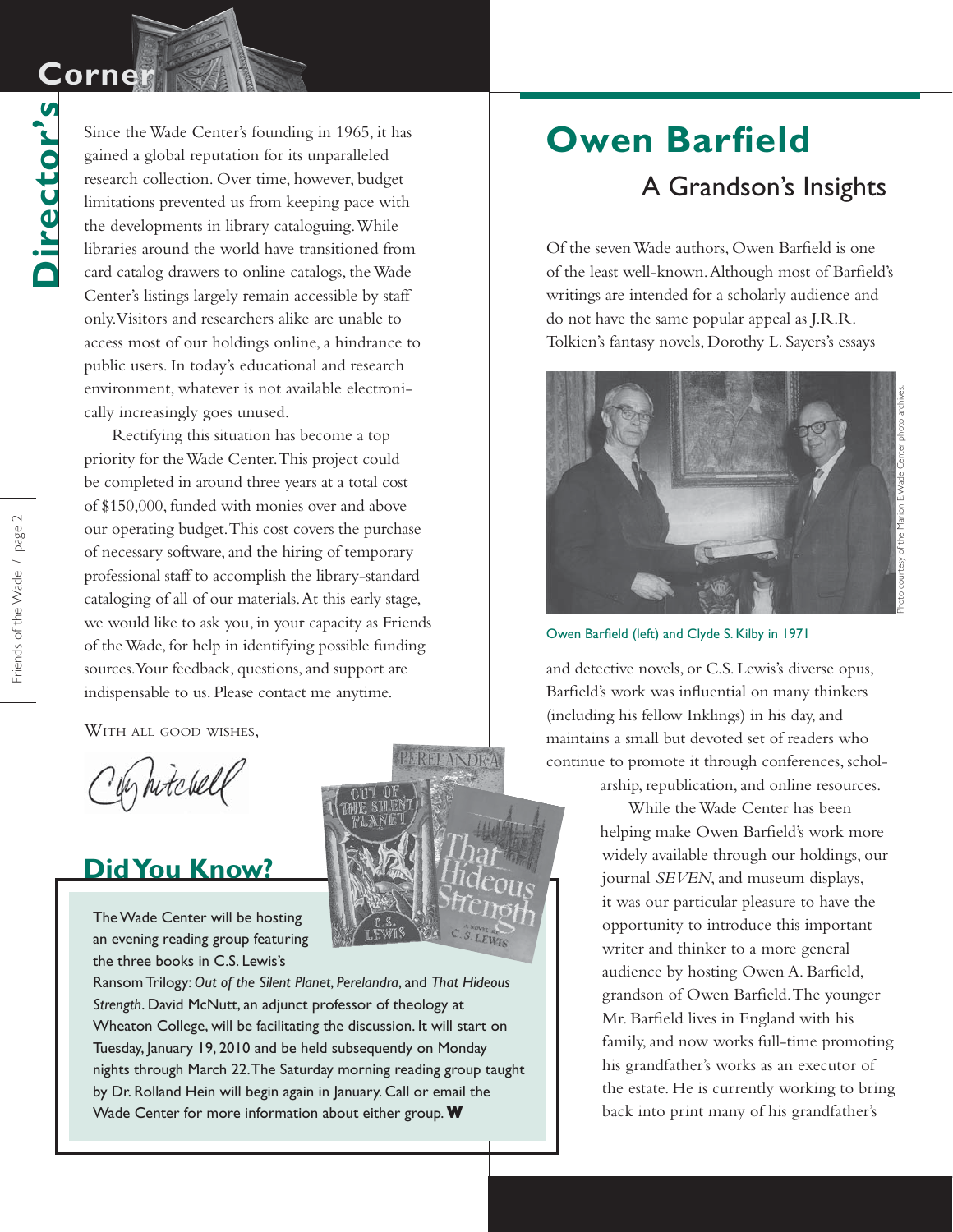## Director's Corner

Since the Wade Center's founding in 1965, it has gained a global reputation for its unparalleled research collection. Over time, however, budget limitations prevented us from keeping pace with the developments in library cataloguing. While libraries around the world have transitioned from card catalog drawers to online catalogs, the Wade Center's listings largely remain accessible by staff only. Visitors and researchers alike are unable to access most of our holdings online, a hindrance to public users. In today's educational and research environment, whatever is not available electronically increasingly goes unused.

Rectifying this situation has become a top priority for the Wade Center. This project could be completed in around three years at a total cost of $150,000, funded with monies over and above our operating budget. This cost covers the purchase of necessary software, and the hiring of temporary professional staff to accomplish the library-standard cataloging of all of our materials. At this early stage, we would like to ask you, in your capacity as Friends of the Wade, for help in identifying possible funding sources. Your feedback, questions, and support are indispensable to us. Please contact me anytime.

WITH ALL GOOD WISHES,

C. Mitchell

## Did You Know?

The Wade Center will be hosting an evening reading group featuring the three books in C.S. Lewis's Ransom Trilogy: *Out of the Silent Planet*, *Perelandra*, and *That Hideous Strength*. David McNutt, an adjunct professor of theology at Wheaton College, will be facilitating the discussion. It will start on Tuesday, January 19, 2010 and be held subsequently on Monday nights through March 22. The Saturday morning reading group taught by Dr. Rolland Hein will begin again in January. Call or email the Wade Center for more information about either group. **W**

# Owen Barfield

## A Grandson's Insights

Of the seven Wade authors, Owen Barfield is one of the least well-known. Although most of Barfield's writings are intended for a scholarly audience and do not have the same popular appeal as J.R.R. Tolkien's fantasy novels, Dorothy L. Sayers's essays and detective novels, or C.S. Lewis's diverse opus, Barfield's work was influential on many thinkers (including his fellow Inklings) in his day, and maintains a small but devoted set of readers who continue to promote it through conferences, scholarship, republication, and online resources.

Owen Barfield (left) and Clyde S. Kilby in 1971

Photo courtesy of the Marion E. Wade Center photo archives.

While the Wade Center has been helping make Owen Barfield's work more widely available through our holdings, our journal *SEVEN*, and museum displays, it was our particular pleasure to have the opportunity to introduce this important writer and thinker to a more general audience by hosting Owen A. Barfield, grandson of Owen Barfield. The younger Mr. Barfield lives in England with his family, and now works full-time promoting his grandfather's works as an executor of the estate. He is currently working to bring back into print many of his grandfather's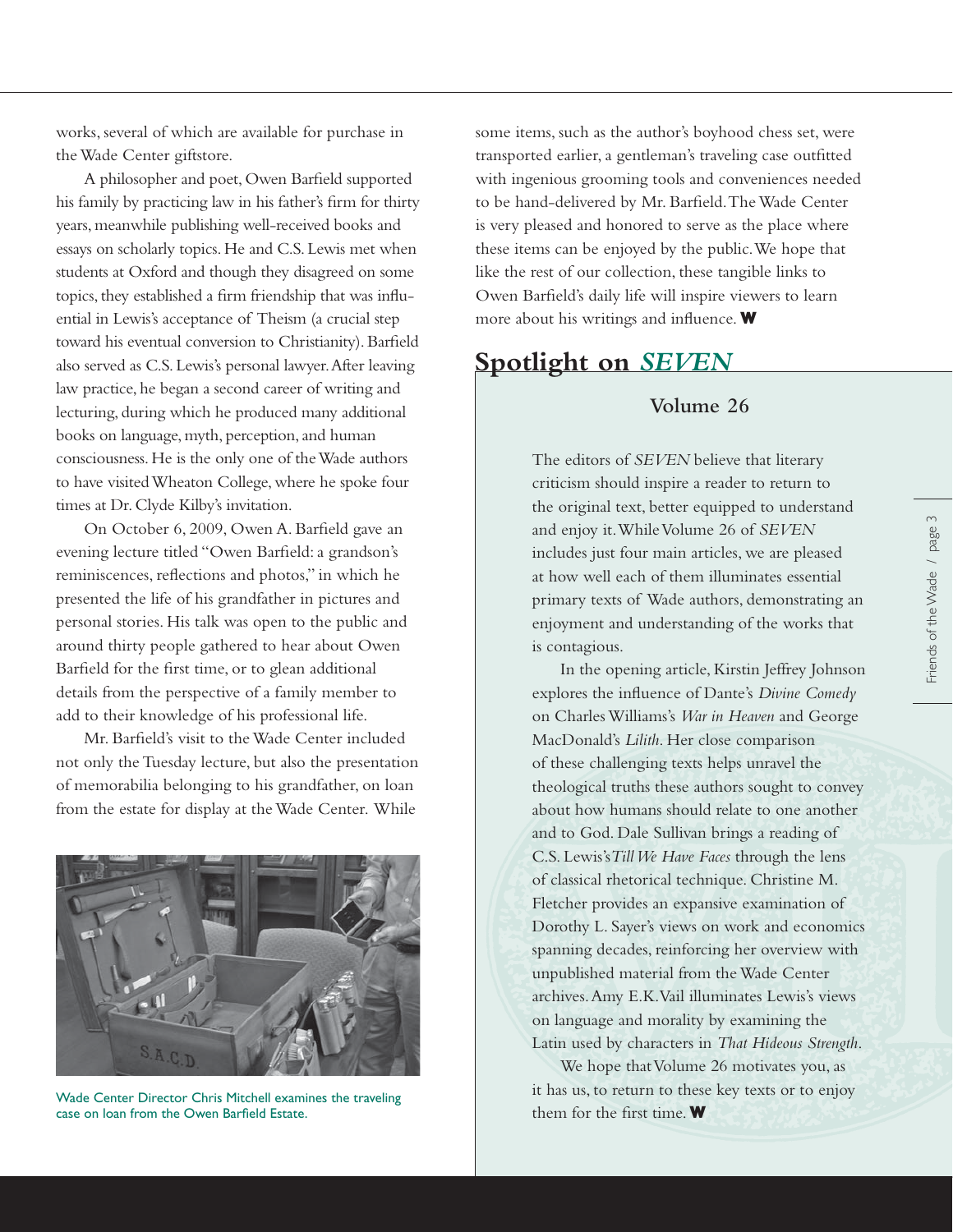works, several of which are available for purchase in the Wade Center giftstore.

A philosopher and poet, Owen Barfield supported his family by practicing law in his father's firm for thirty years, meanwhile publishing well-received books and essays on scholarly topics. He and C.S. Lewis met when students at Oxford and though they disagreed on some topics, they established a firm friendship that was influential in Lewis's acceptance of Theism (a crucial step toward his eventual conversion to Christianity). Barfield also served as C.S. Lewis's personal lawyer. After leaving law practice, he began a second career of writing and lecturing, during which he produced many additional books on language, myth, perception, and human consciousness. He is the only one of the Wade authors to have visited Wheaton College, where he spoke four times at Dr. Clyde Kilby's invitation.

On October 6, 2009, Owen A. Barfield gave an evening lecture titled "Owen Barfield: a grandson's reminiscences, reflections and photos," in which he presented the life of his grandfather in pictures and personal stories. His talk was open to the public and around thirty people gathered to hear about Owen Barfield for the first time, or to glean additional details from the perspective of a family member to add to their knowledge of his professional life.

Mr. Barfield's visit to the Wade Center included not only the Tuesday lecture, but also the presentation of memorabilia belonging to his grandfather, on loan from the estate for display at the Wade Center. While some items, such as the author's boyhood chess set, were transported earlier, a gentleman's traveling case outfitted with ingenious grooming tools and conveniences needed to be hand-delivered by Mr. Barfield. The Wade Center is very pleased and honored to serve as the place where these items can be enjoyed by the public. We hope that like the rest of our collection, these tangible links to Owen Barfield's daily life will inspire viewers to learn more about his writings and influence. **W**

Wade Center Director Chris Mitchell examines the traveling case on loan from the Owen Barfield Estate.

## Spotlight on *SEVEN*

### Volume 26

The editors of *SEVEN* believe that literary criticism should inspire a reader to return to the original text, better equipped to understand and enjoy it. While Volume 26 of *SEVEN* includes just four main articles, we are pleased at how well each of them illuminates essential primary texts of Wade authors, demonstrating an enjoyment and understanding of the works that is contagious.

In the opening article, Kirstin Jeffrey Johnson explores the influence of Dante's *Divine Comedy* on Charles Williams's *War in Heaven* and George MacDonald's *Lilith.* Her close comparison of these challenging texts helps unravel the theological truths these authors sought to convey about how humans should relate to one another and to God. Dale Sullivan brings a reading of C.S. Lewis's *Till We Have Faces* through the lens of classical rhetorical technique. Christine M. Fletcher provides an expansive examination of Dorothy L. Sayer's views on work and economics spanning decades, reinforcing her overview with unpublished material from the Wade Center archives. Amy E.K. Vail illuminates Lewis's views on language and morality by examining the Latin used by characters in *That Hideous Strength*.

We hope that Volume 26 motivates you, as it has us, to return to these key texts or to enjoy them for the first time. **W**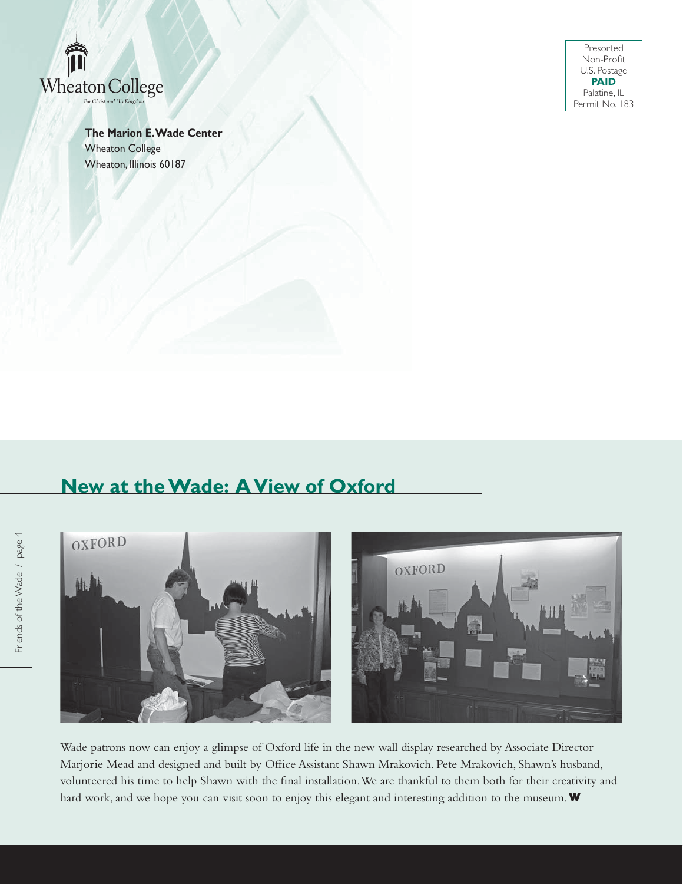Wheaton College

*For Christ and His Kingdom*

**The Marion E. Wade Center**
Wheaton College
Wheaton, Illinois 60187

Presorted
Non-Profit
U.S. Postage
**PAID**
Palatine, IL
Permit No. 183

## New at the Wade: A View of Oxford

Wade patrons now can enjoy a glimpse of Oxford life in the new wall display researched by Associate Director Marjorie Mead and designed and built by Office Assistant Shawn Mrakovich. Pete Mrakovich, Shawn's husband, volunteered his time to help Shawn with the final installation. We are thankful to them both for their creativity and hard work, and we hope you can visit soon to enjoy this elegant and interesting addition to the museum. **W**